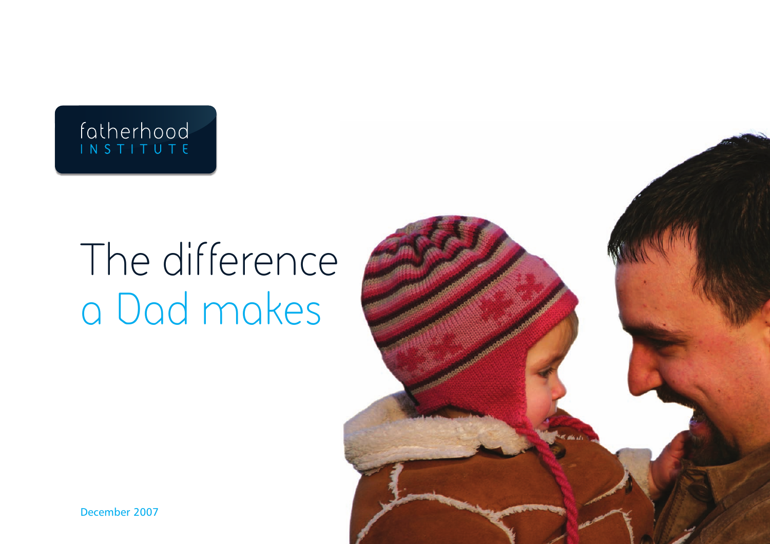fatherhood INSTITUTE

# The difference a Dad makes

December 2007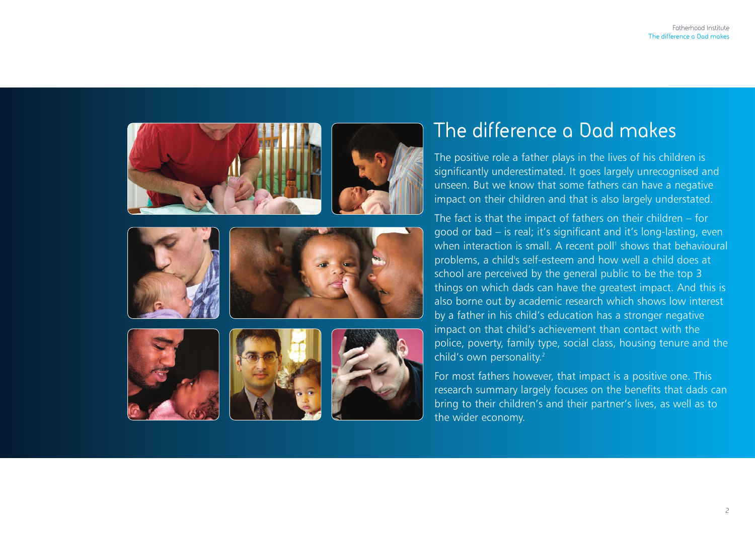# The difference a Dad makes

The positive role a father plays in the lives of his children is significantly underestimated. It goes largely unrecognised and unseen. But we know that some fathers can have a negative impact on their children and that is also largely understated.

The fact is that the impact of fathers on their children – for good or bad – is real; it's significant and it's long-lasting, even when interaction is small. A recent poll[1] shows that behavioural problems, a child's self-esteem and how well a child does at school are perceived by the general public to be the top 3 things on which dads can have the greatest impact. And this is also borne out by academic research which shows low interest by a father in his child's education has a stronger negative impact on that child's achievement than contact with the police, poverty, family type, social class, housing tenure and the child's own personality.[2]

For most fathers however, that impact is a positive one. This research summary largely focuses on the benefits that dads can bring to their children's and their partner's lives, as well as to the wider economy.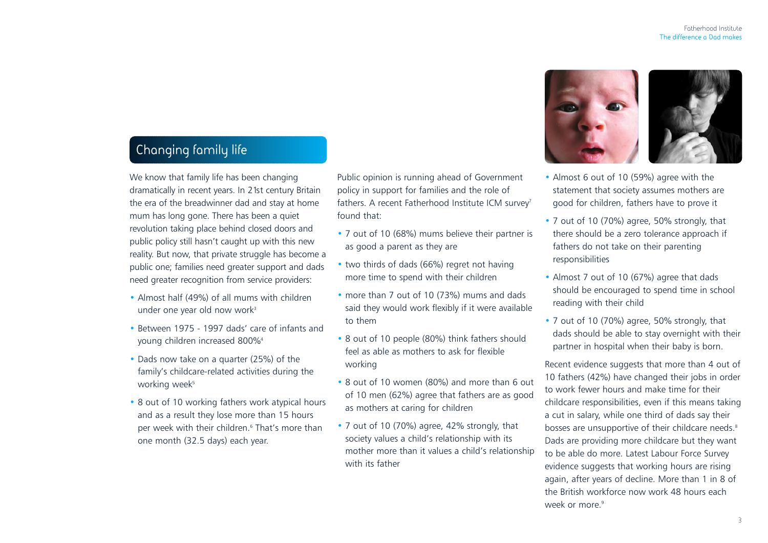## Changing family life

We know that family life has been changing dramatically in recent years. In 21st century Britain the era of the breadwinner dad and stay at home mum has long gone. There has been a quiet revolution taking place behind closed doors and public policy still hasn't caught up with this new reality. But now, that private struggle has become a public one; families need greater support and dads need greater recognition from service providers:

- Almost half (49%) of all mums with children under one year old now work[3]
- Between 1975 - 1997 dads' care of infants and young children increased 800%[4]
- Dads now take on a quarter (25%) of the family's childcare-related activities during the working week[5]
- 8 out of 10 working fathers work atypical hours and as a result they lose more than 15 hours per week with their children.[6] That's more than one month (32.5 days) each year.

Public opinion is running ahead of Government policy in support for families and the role of fathers. A recent Fatherhood Institute ICM survey[7] found that:

- 7 out of 10 (68%) mums believe their partner is as good a parent as they are
- two thirds of dads (66%) regret not having more time to spend with their children
- more than 7 out of 10 (73%) mums and dads said they would work flexibly if it were available to them
- 8 out of 10 people (80%) think fathers should feel as able as mothers to ask for flexible working
- 8 out of 10 women (80%) and more than 6 out of 10 men (62%) agree that fathers are as good as mothers at caring for children
- 7 out of 10 (70%) agree, 42% strongly, that society values a child's relationship with its mother more than it values a child's relationship with its father
- Almost 6 out of 10 (59%) agree with the statement that society assumes mothers are good for children, fathers have to prove it
- 7 out of 10 (70%) agree, 50% strongly, that there should be a zero tolerance approach if fathers do not take on their parenting responsibilities
- Almost 7 out of 10 (67%) agree that dads should be encouraged to spend time in school reading with their child
- 7 out of 10 (70%) agree, 50% strongly, that dads should be able to stay overnight with their partner in hospital when their baby is born.

Recent evidence suggests that more than 4 out of 10 fathers (42%) have changed their jobs in order to work fewer hours and make time for their childcare responsibilities, even if this means taking a cut in salary, while one third of dads say their bosses are unsupportive of their childcare needs.[8] Dads are providing more childcare but they want to be able do more. Latest Labour Force Survey evidence suggests that working hours are rising again, after years of decline. More than 1 in 8 of the British workforce now work 48 hours each week or more.[9]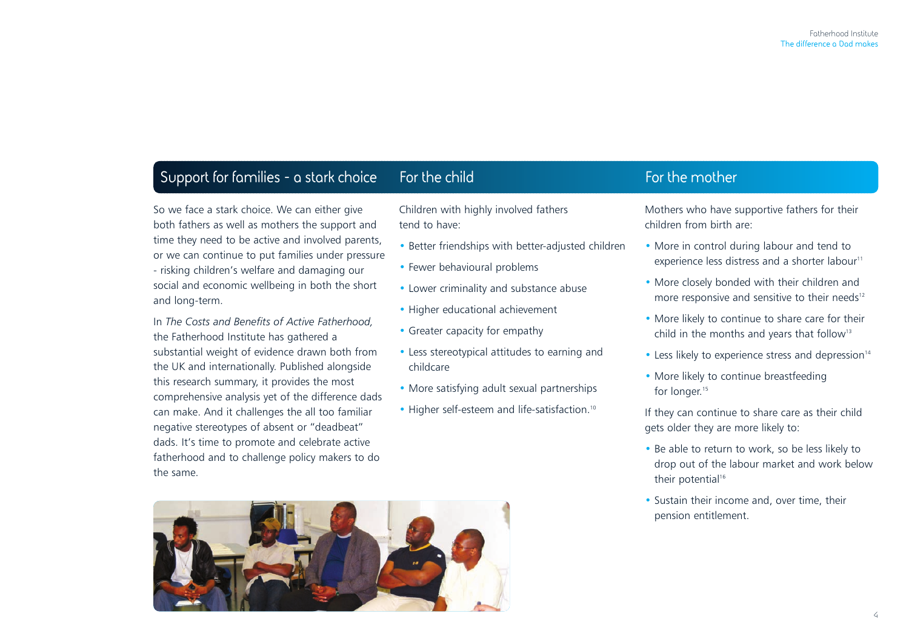## Support for families - a stark choice

So we face a stark choice. We can either give both fathers as well as mothers the support and time they need to be active and involved parents, or we can continue to put families under pressure - risking children's welfare and damaging our social and economic wellbeing in both the short and long-term.

In *The Costs and Benefits of Active Fatherhood,* the Fatherhood Institute has gathered a substantial weight of evidence drawn both from the UK and internationally. Published alongside this research summary, it provides the most comprehensive analysis yet of the difference dads can make. And it challenges the all too familiar negative stereotypes of absent or "deadbeat" dads. It's time to promote and celebrate active fatherhood and to challenge policy makers to do the same.

## For the child

Children with highly involved fathers tend to have:

- Better friendships with better-adjusted children
- Fewer behavioural problems
- Lower criminality and substance abuse
- Higher educational achievement
- Greater capacity for empathy
- Less stereotypical attitudes to earning and childcare
- More satisfying adult sexual partnerships
- Higher self-esteem and life-satisfaction.[10]

## For the mother

Mothers who have supportive fathers for their children from birth are:

- More in control during labour and tend to experience less distress and a shorter labour[11]
- More closely bonded with their children and more responsive and sensitive to their needs[12]
- More likely to continue to share care for their child in the months and years that follow[13]
- Less likely to experience stress and depression[14]
- More likely to continue breastfeeding for longer.[15]

If they can continue to share care as their child gets older they are more likely to:

- Be able to return to work, so be less likely to drop out of the labour market and work below their potential[16]
- Sustain their income and, over time, their pension entitlement.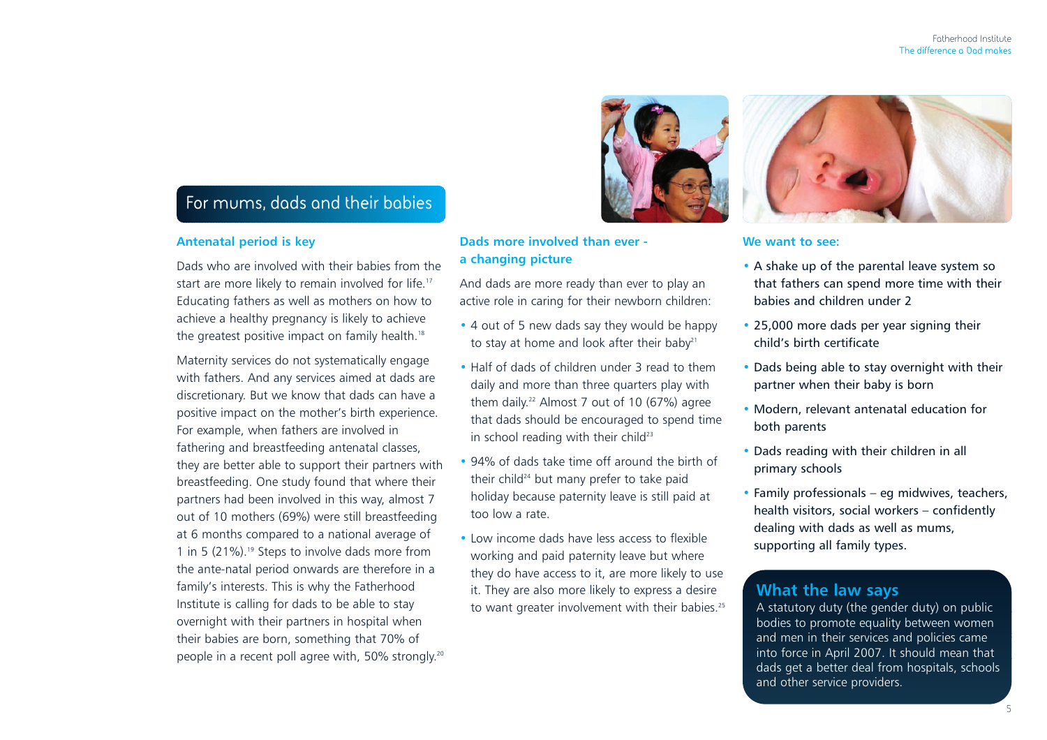## For mums, dads and their babies

### Antenatal period is key

Dads who are involved with their babies from the start are more likely to remain involved for life.[17] Educating fathers as well as mothers on how to achieve a healthy pregnancy is likely to achieve the greatest positive impact on family health.[18]

Maternity services do not systematically engage with fathers. And any services aimed at dads are discretionary. But we know that dads can have a positive impact on the mother's birth experience. For example, when fathers are involved in fathering and breastfeeding antenatal classes, they are better able to support their partners with breastfeeding. One study found that where their partners had been involved in this way, almost 7 out of 10 mothers (69%) were still breastfeeding at 6 months compared to a national average of 1 in 5 (21%).[19] Steps to involve dads more from the ante-natal period onwards are therefore in a family's interests. This is why the Fatherhood Institute is calling for dads to be able to stay overnight with their partners in hospital when their babies are born, something that 70% of people in a recent poll agree with, 50% strongly.[20]

### Dads more involved than ever - a changing picture

And dads are more ready than ever to play an active role in caring for their newborn children:

- 4 out of 5 new dads say they would be happy to stay at home and look after their baby[21]
- Half of dads of children under 3 read to them daily and more than three quarters play with them daily.[22] Almost 7 out of 10 (67%) agree that dads should be encouraged to spend time in school reading with their child[23]
- 94% of dads take time off around the birth of their child[24] but many prefer to take paid holiday because paternity leave is still paid at too low a rate.
- Low income dads have less access to flexible working and paid paternity leave but where they do have access to it, are more likely to use it. They are also more likely to express a desire to want greater involvement with their babies.[25]

### We want to see:

- A shake up of the parental leave system so that fathers can spend more time with their babies and children under 2
- 25,000 more dads per year signing their child's birth certificate
- Dads being able to stay overnight with their partner when their baby is born
- Modern, relevant antenatal education for both parents
- Dads reading with their children in all primary schools
- Family professionals – eg midwives, teachers, health visitors, social workers – confidently dealing with dads as well as mums, supporting all family types.

### What the law says

A statutory duty (the gender duty) on public bodies to promote equality between women and men in their services and policies came into force in April 2007. It should mean that dads get a better deal from hospitals, schools and other service providers.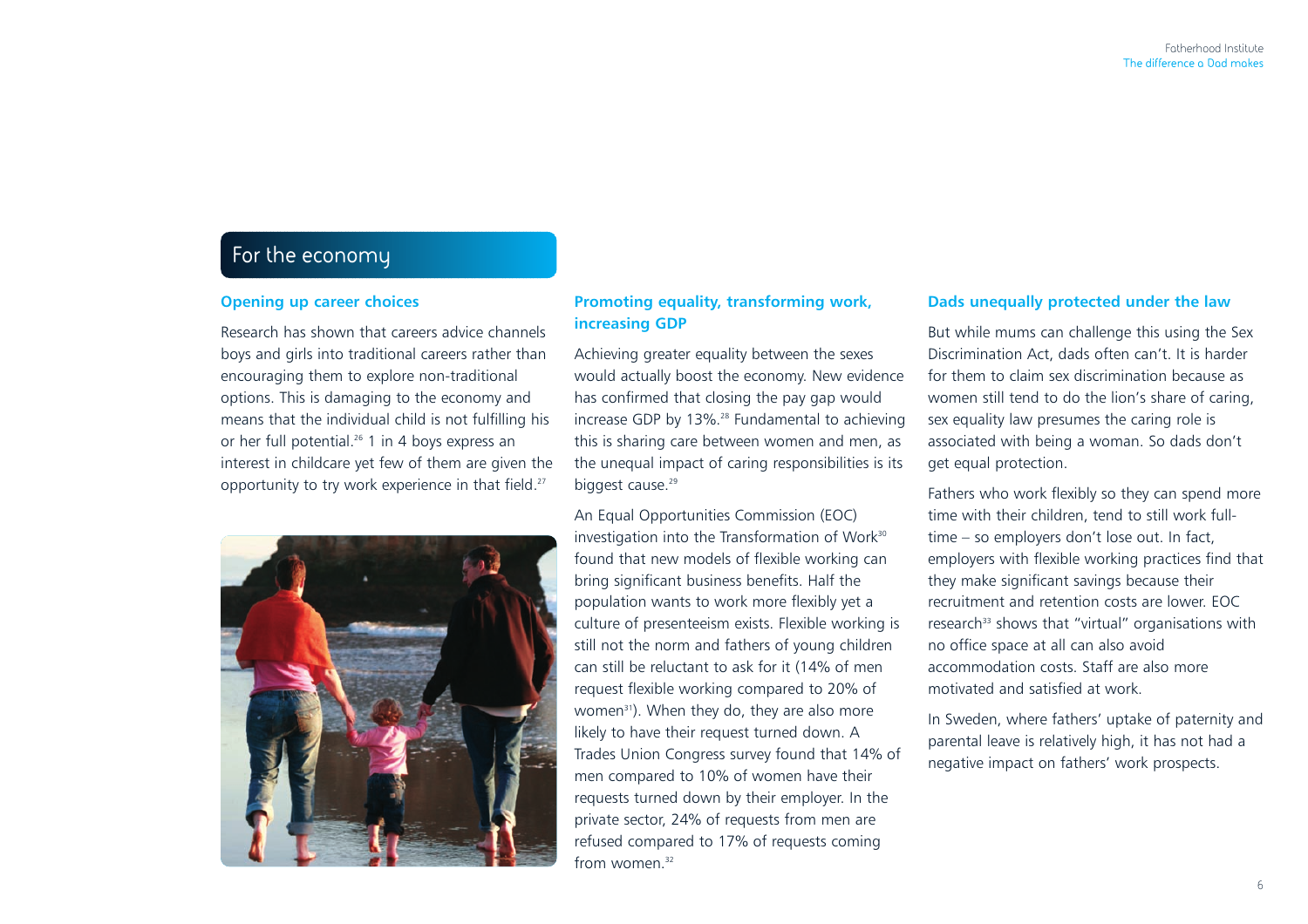## For the economy

### Opening up career choices

Research has shown that careers advice channels boys and girls into traditional careers rather than encouraging them to explore non-traditional options. This is damaging to the economy and means that the individual child is not fulfilling his or her full potential.[26] 1 in 4 boys express an interest in childcare yet few of them are given the opportunity to try work experience in that field.[27]

### Promoting equality, transforming work, increasing GDP

Achieving greater equality between the sexes would actually boost the economy. New evidence has confirmed that closing the pay gap would increase GDP by 13%.[28] Fundamental to achieving this is sharing care between women and men, as the unequal impact of caring responsibilities is its biggest cause.[29]

An Equal Opportunities Commission (EOC) investigation into the Transformation of Work[30] found that new models of flexible working can bring significant business benefits. Half the population wants to work more flexibly yet a culture of presenteeism exists. Flexible working is still not the norm and fathers of young children can still be reluctant to ask for it (14% of men request flexible working compared to 20% of women[31]). When they do, they are also more likely to have their request turned down. A Trades Union Congress survey found that 14% of men compared to 10% of women have their requests turned down by their employer. In the private sector, 24% of requests from men are refused compared to 17% of requests coming from women.[32]

### Dads unequally protected under the law

But while mums can challenge this using the Sex Discrimination Act, dads often can't. It is harder for them to claim sex discrimination because as women still tend to do the lion's share of caring, sex equality law presumes the caring role is associated with being a woman. So dads don't get equal protection.

Fathers who work flexibly so they can spend more time with their children, tend to still work full-time – so employers don't lose out. In fact, employers with flexible working practices find that they make significant savings because their recruitment and retention costs are lower. EOC research[33] shows that "virtual" organisations with no office space at all can also avoid accommodation costs. Staff are also more motivated and satisfied at work.

In Sweden, where fathers' uptake of paternity and parental leave is relatively high, it has not had a negative impact on fathers' work prospects.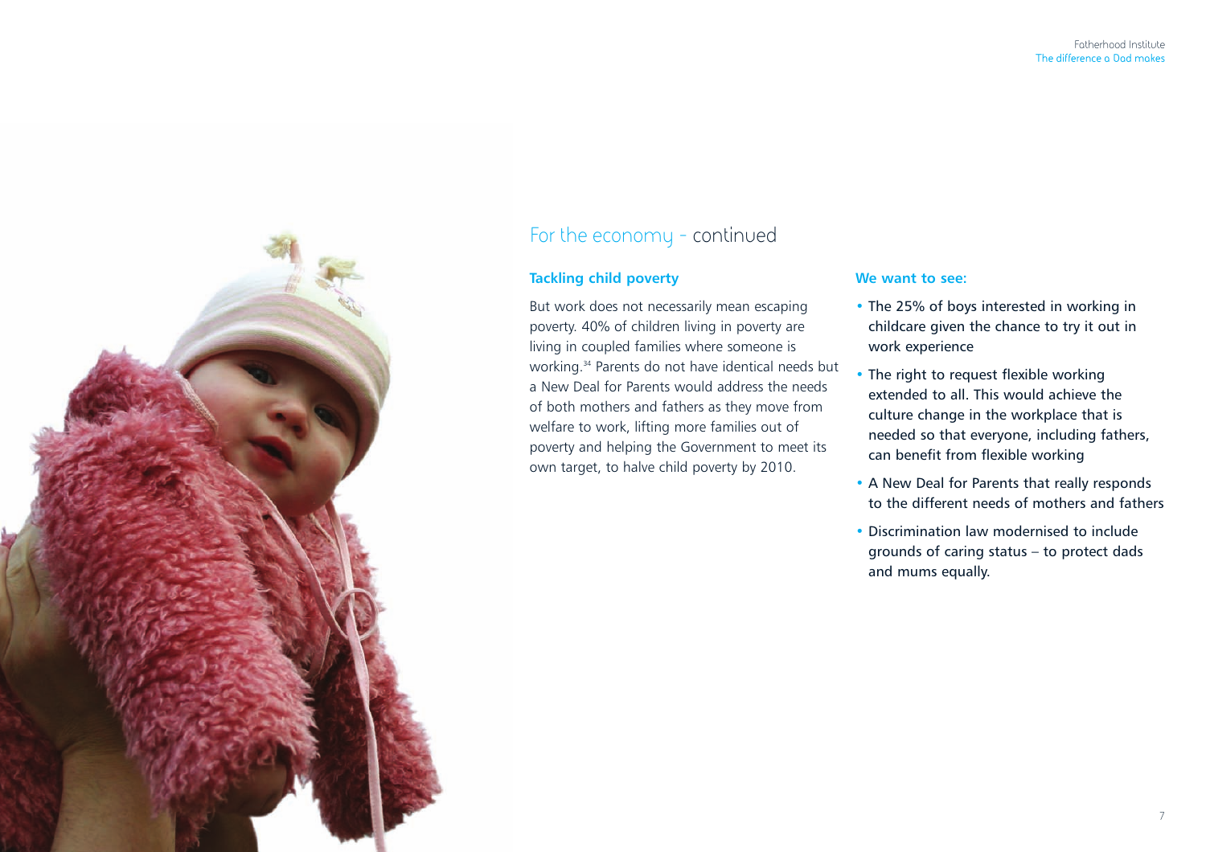## For the economy - continued

### Tackling child poverty

But work does not necessarily mean escaping poverty. 40% of children living in poverty are living in coupled families where someone is working.[34] Parents do not have identical needs but a New Deal for Parents would address the needs of both mothers and fathers as they move from welfare to work, lifting more families out of poverty and helping the Government to meet its own target, to halve child poverty by 2010.

### We want to see:

- The 25% of boys interested in working in childcare given the chance to try it out in work experience
- The right to request flexible working extended to all. This would achieve the culture change in the workplace that is needed so that everyone, including fathers, can benefit from flexible working
- A New Deal for Parents that really responds to the different needs of mothers and fathers
- Discrimination law modernised to include grounds of caring status – to protect dads and mums equally.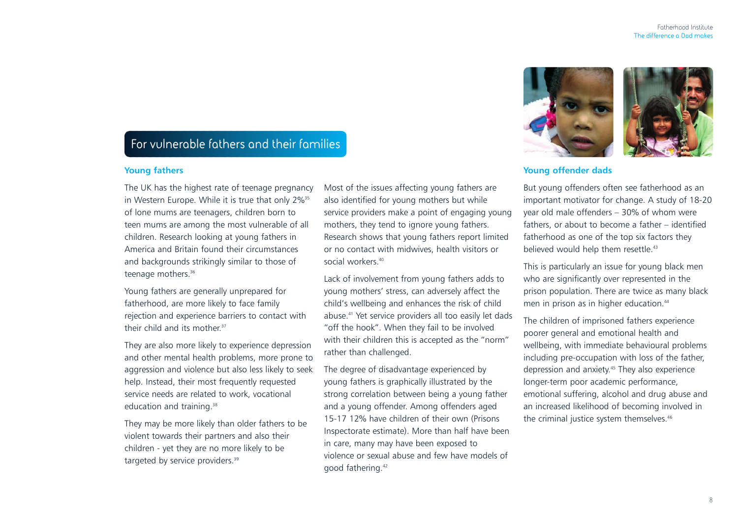## For vulnerable fathers and their families

### Young fathers

The UK has the highest rate of teenage pregnancy in Western Europe. While it is true that only 2%[35] of lone mums are teenagers, children born to teen mums are among the most vulnerable of all children. Research looking at young fathers in America and Britain found their circumstances and backgrounds strikingly similar to those of teenage mothers.[36]

Young fathers are generally unprepared for fatherhood, are more likely to face family rejection and experience barriers to contact with their child and its mother.[37]

They are also more likely to experience depression and other mental health problems, more prone to aggression and violence but also less likely to seek help. Instead, their most frequently requested service needs are related to work, vocational education and training.[38]

They may be more likely than older fathers to be violent towards their partners and also their children - yet they are no more likely to be targeted by service providers.[39]

Most of the issues affecting young fathers are also identified for young mothers but while service providers make a point of engaging young mothers, they tend to ignore young fathers. Research shows that young fathers report limited or no contact with midwives, health visitors or social workers.[40]

Lack of involvement from young fathers adds to young mothers' stress, can adversely affect the child's wellbeing and enhances the risk of child abuse.[41] Yet service providers all too easily let dads "off the hook". When they fail to be involved with their children this is accepted as the "norm" rather than challenged.

The degree of disadvantage experienced by young fathers is graphically illustrated by the strong correlation between being a young father and a young offender. Among offenders aged 15-17 12% have children of their own (Prisons Inspectorate estimate). More than half have been in care, many may have been exposed to violence or sexual abuse and few have models of good fathering.[42]

### Young offender dads

But young offenders often see fatherhood as an important motivator for change. A study of 18-20 year old male offenders – 30% of whom were fathers, or about to become a father – identified fatherhood as one of the top six factors they believed would help them resettle.[43]

This is particularly an issue for young black men who are significantly over represented in the prison population. There are twice as many black men in prison as in higher education.[44]

The children of imprisoned fathers experience poorer general and emotional health and wellbeing, with immediate behavioural problems including pre-occupation with loss of the father, depression and anxiety.[45] They also experience longer-term poor academic performance, emotional suffering, alcohol and drug abuse and an increased likelihood of becoming involved in the criminal justice system themselves.[46]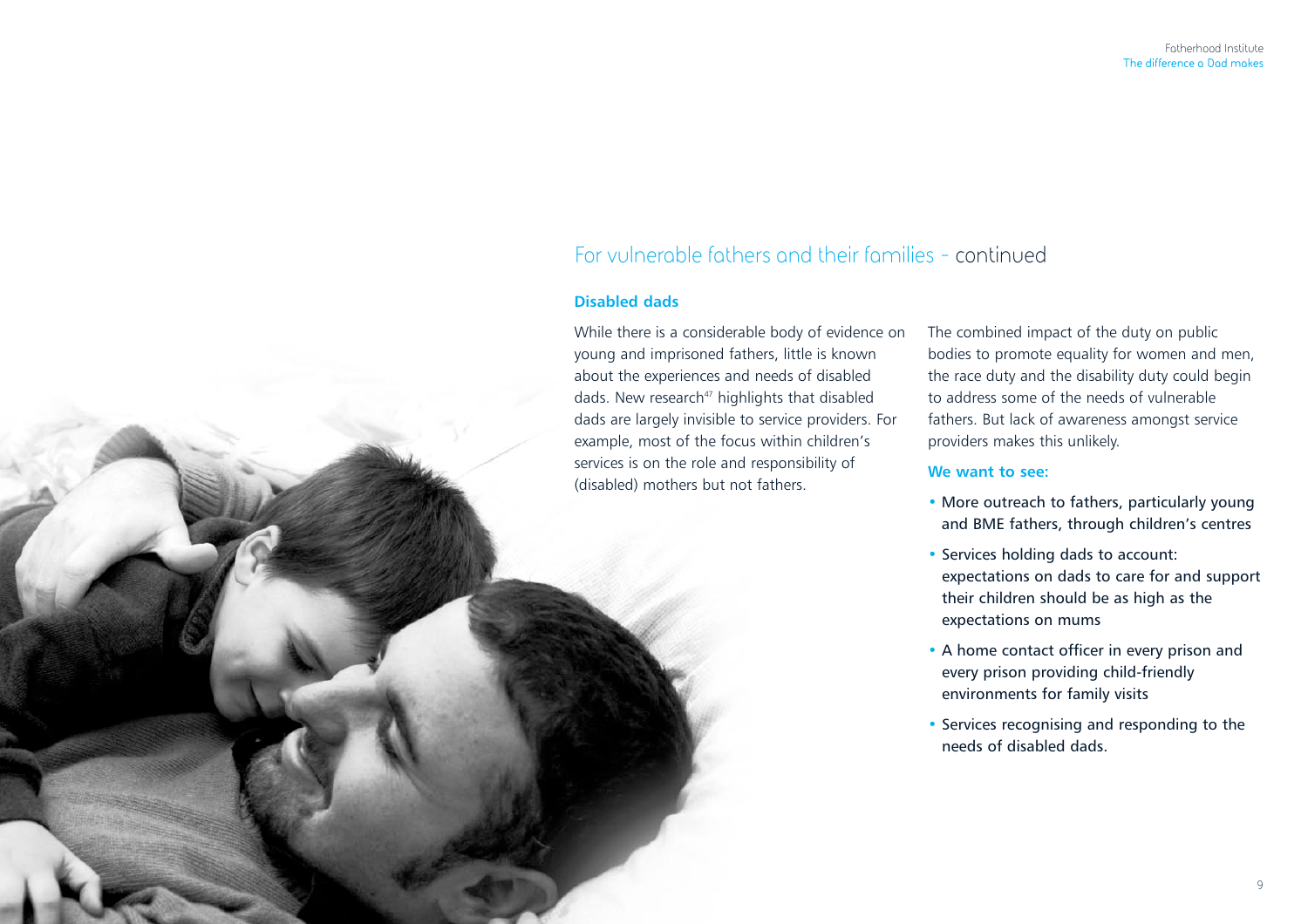## For vulnerable fathers and their families - continued

### Disabled dads

While there is a considerable body of evidence on young and imprisoned fathers, little is known about the experiences and needs of disabled dads. New research[47] highlights that disabled dads are largely invisible to service providers. For example, most of the focus within children's services is on the role and responsibility of (disabled) mothers but not fathers.

The combined impact of the duty on public bodies to promote equality for women and men, the race duty and the disability duty could begin to address some of the needs of vulnerable fathers. But lack of awareness amongst service providers makes this unlikely.

**We want to see:**

- More outreach to fathers, particularly young and BME fathers, through children's centres
- Services holding dads to account: expectations on dads to care for and support their children should be as high as the expectations on mums
- A home contact officer in every prison and every prison providing child-friendly environments for family visits
- Services recognising and responding to the needs of disabled dads.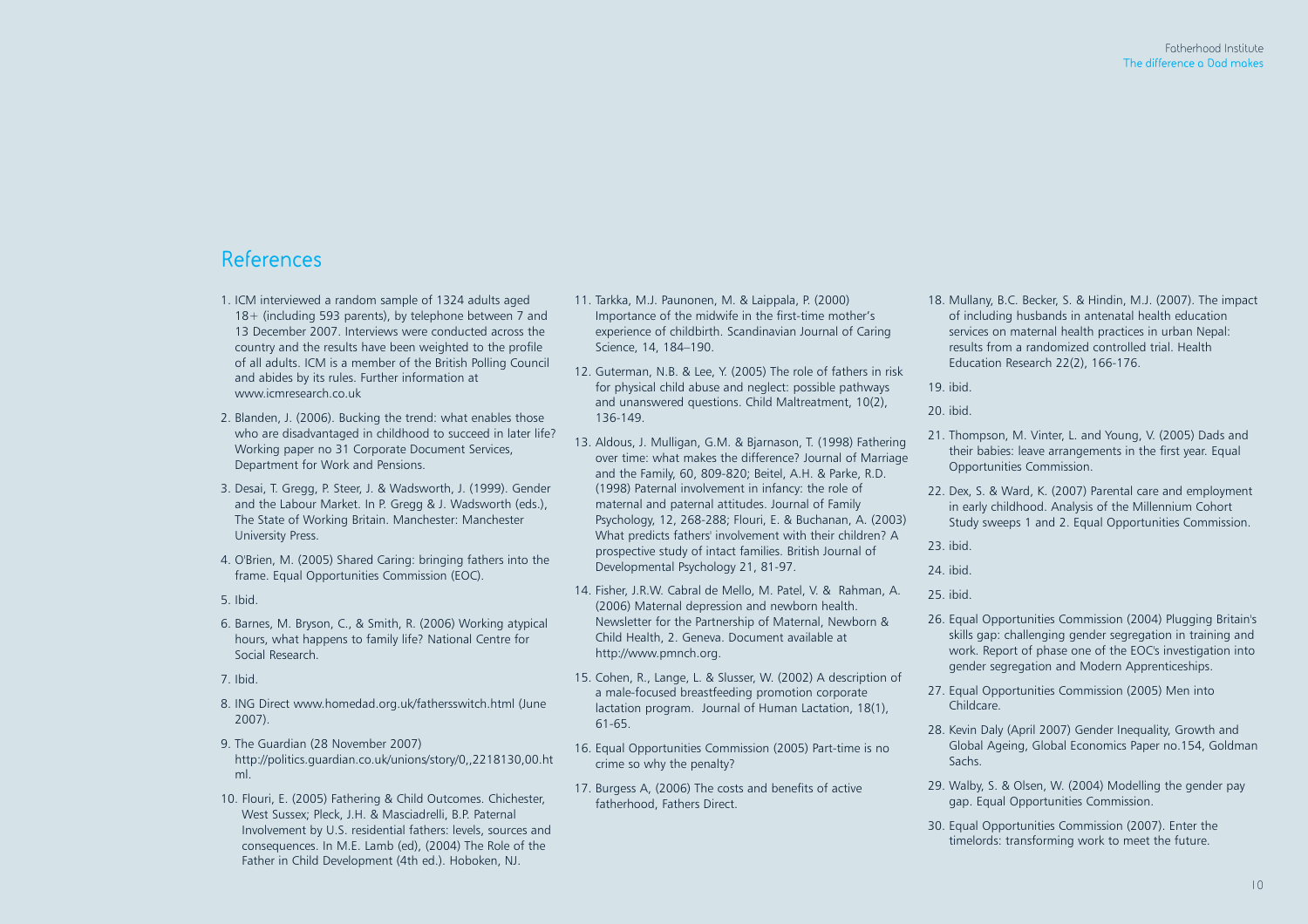## References

1. ICM interviewed a random sample of 1324 adults aged 18+ (including 593 parents), by telephone between 7 and 13 December 2007. Interviews were conducted across the country and the results have been weighted to the profile of all adults. ICM is a member of the British Polling Council and abides by its rules. Further information at www.icmresearch.co.uk
2. Blanden, J. (2006). Bucking the trend: what enables those who are disadvantaged in childhood to succeed in later life? Working paper no 31 Corporate Document Services, Department for Work and Pensions.
3. Desai, T. Gregg, P. Steer, J. & Wadsworth, J. (1999). Gender and the Labour Market. In P. Gregg & J. Wadsworth (eds.), The State of Working Britain. Manchester: Manchester University Press.
4. O'Brien, M. (2005) Shared Caring: bringing fathers into the frame. Equal Opportunities Commission (EOC).
5. Ibid.
6. Barnes, M. Bryson, C., & Smith, R. (2006) Working atypical hours, what happens to family life? National Centre for Social Research.
7. Ibid.
8. ING Direct www.homedad.org.uk/fathersswitch.html (June 2007).
9. The Guardian (28 November 2007) http://politics.guardian.co.uk/unions/story/0,,2218130,00.html.
10. Flouri, E. (2005) Fathering & Child Outcomes. Chichester, West Sussex; Pleck, J.H. & Masciadrelli, B.P. Paternal Involvement by U.S. residential fathers: levels, sources and consequences. In M.E. Lamb (ed), (2004) The Role of the Father in Child Development (4th ed.). Hoboken, NJ.
11. Tarkka, M.J. Paunonen, M. & Laippala, P. (2000) Importance of the midwife in the first-time mother's experience of childbirth. Scandinavian Journal of Caring Science, 14, 184–190.
12. Guterman, N.B. & Lee, Y. (2005) The role of fathers in risk for physical child abuse and neglect: possible pathways and unanswered questions. Child Maltreatment, 10(2), 136-149.
13. Aldous, J. Mulligan, G.M. & Bjarnason, T. (1998) Fathering over time: what makes the difference? Journal of Marriage and the Family, 60, 809-820; Beitel, A.H. & Parke, R.D. (1998) Paternal involvement in infancy: the role of maternal and paternal attitudes. Journal of Family Psychology, 12, 268-288; Flouri, E. & Buchanan, A. (2003) What predicts fathers' involvement with their children? A prospective study of intact families. British Journal of Developmental Psychology 21, 81-97.
14. Fisher, J.R.W. Cabral de Mello, M. Patel, V. & Rahman, A. (2006) Maternal depression and newborn health. Newsletter for the Partnership of Maternal, Newborn & Child Health, 2. Geneva. Document available at http://www.pmnch.org.
15. Cohen, R., Lange, L. & Slusser, W. (2002) A description of a male-focused breastfeeding promotion corporate lactation program. Journal of Human Lactation, 18(1), 61-65.
16. Equal Opportunities Commission (2005) Part-time is no crime so why the penalty?
17. Burgess A, (2006) The costs and benefits of active fatherhood, Fathers Direct.
18. Mullany, B.C. Becker, S. & Hindin, M.J. (2007). The impact of including husbands in antenatal health education services on maternal health practices in urban Nepal: results from a randomized controlled trial. Health Education Research 22(2), 166-176.
19. ibid.
20. ibid.
21. Thompson, M. Vinter, L. and Young, V. (2005) Dads and their babies: leave arrangements in the first year. Equal Opportunities Commission.
22. Dex, S. & Ward, K. (2007) Parental care and employment in early childhood. Analysis of the Millennium Cohort Study sweeps 1 and 2. Equal Opportunities Commission.
23. ibid.
24. ibid.
25. ibid.
26. Equal Opportunities Commission (2004) Plugging Britain's skills gap: challenging gender segregation in training and work. Report of phase one of the EOC's investigation into gender segregation and Modern Apprenticeships.
27. Equal Opportunities Commission (2005) Men into Childcare.
28. Kevin Daly (April 2007) Gender Inequality, Growth and Global Ageing, Global Economics Paper no.154, Goldman Sachs.
29. Walby, S. & Olsen, W. (2004) Modelling the gender pay gap. Equal Opportunities Commission.
30. Equal Opportunities Commission (2007). Enter the timelords: transforming work to meet the future.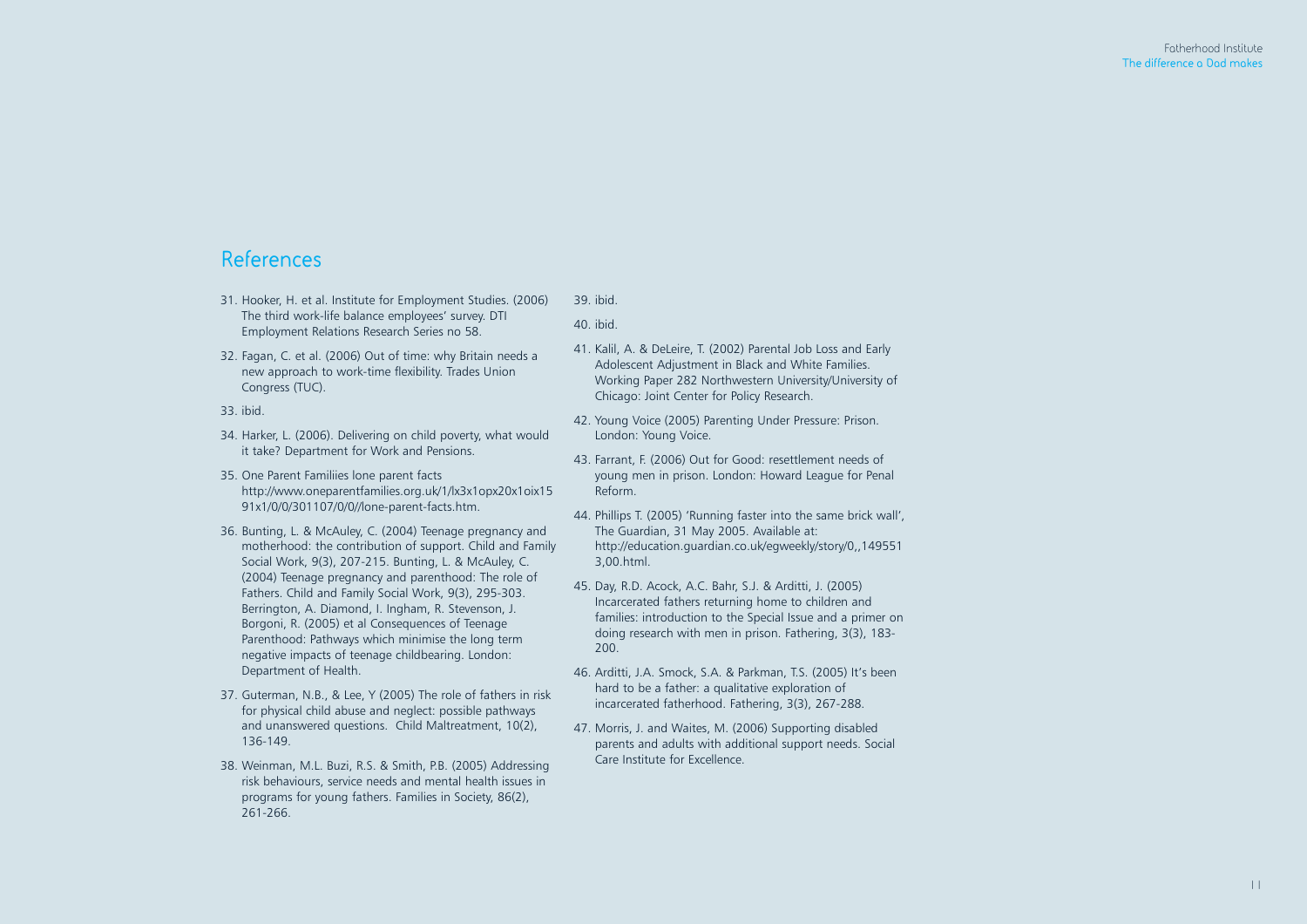## References

31. Hooker, H. et al. Institute for Employment Studies. (2006) The third work-life balance employees' survey. DTI Employment Relations Research Series no 58.
32. Fagan, C. et al. (2006) Out of time: why Britain needs a new approach to work-time flexibility. Trades Union Congress (TUC).
33. ibid.
34. Harker, L. (2006). Delivering on child poverty, what would it take? Department for Work and Pensions.
35. One Parent Familiies lone parent facts http://www.oneparentfamilies.org.uk/1/lx3x1opx20x1oix1591x1/0/0/301107/0/0//lone-parent-facts.htm.
36. Bunting, L. & McAuley, C. (2004) Teenage pregnancy and motherhood: the contribution of support. Child and Family Social Work, 9(3), 207-215. Bunting, L. & McAuley, C. (2004) Teenage pregnancy and parenthood: The role of Fathers. Child and Family Social Work, 9(3), 295-303. Berrington, A. Diamond, I. Ingham, R. Stevenson, J. Borgoni, R. (2005) et al Consequences of Teenage Parenthood: Pathways which minimise the long term negative impacts of teenage childbearing. London: Department of Health.
37. Guterman, N.B., & Lee, Y (2005) The role of fathers in risk for physical child abuse and neglect: possible pathways and unanswered questions. Child Maltreatment, 10(2), 136-149.
38. Weinman, M.L. Buzi, R.S. & Smith, P.B. (2005) Addressing risk behaviours, service needs and mental health issues in programs for young fathers. Families in Society, 86(2), 261-266.
39. ibid.
40. ibid.
41. Kalil, A. & DeLeire, T. (2002) Parental Job Loss and Early Adolescent Adjustment in Black and White Families. Working Paper 282 Northwestern University/University of Chicago: Joint Center for Policy Research.
42. Young Voice (2005) Parenting Under Pressure: Prison. London: Young Voice.
43. Farrant, F. (2006) Out for Good: resettlement needs of young men in prison. London: Howard League for Penal Reform.
44. Phillips T. (2005) 'Running faster into the same brick wall', The Guardian, 31 May 2005. Available at: http://education.guardian.co.uk/egweekly/story/0,,1495513,00.html.
45. Day, R.D. Acock, A.C. Bahr, S.J. & Arditti, J. (2005) Incarcerated fathers returning home to children and families: introduction to the Special Issue and a primer on doing research with men in prison. Fathering, 3(3), 183-200.
46. Arditti, J.A. Smock, S.A. & Parkman, T.S. (2005) It's been hard to be a father: a qualitative exploration of incarcerated fatherhood. Fathering, 3(3), 267-288.
47. Morris, J. and Waites, M. (2006) Supporting disabled parents and adults with additional support needs. Social Care Institute for Excellence.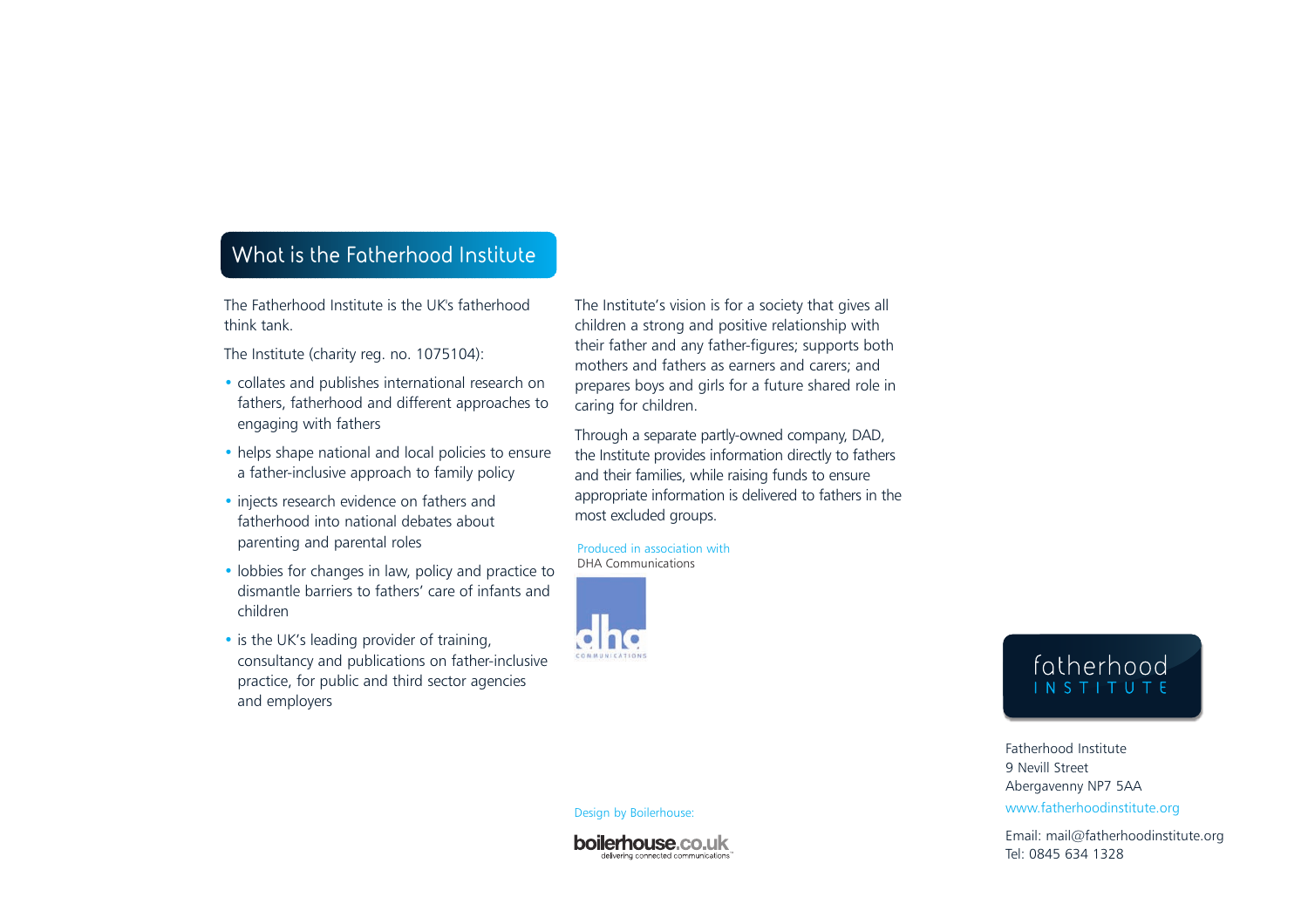## What is the Fatherhood Institute

The Fatherhood Institute is the UK's fatherhood think tank.

The Institute (charity reg. no. 1075104):

- collates and publishes international research on fathers, fatherhood and different approaches to engaging with fathers
- helps shape national and local policies to ensure a father-inclusive approach to family policy
- injects research evidence on fathers and fatherhood into national debates about parenting and parental roles
- lobbies for changes in law, policy and practice to dismantle barriers to fathers' care of infants and children
- is the UK's leading provider of training, consultancy and publications on father-inclusive practice, for public and third sector agencies and employers

The Institute's vision is for a society that gives all children a strong and positive relationship with their father and any father-figures; supports both mothers and fathers as earners and carers; and prepares boys and girls for a future shared role in caring for children.

Through a separate partly-owned company, DAD, the Institute provides information directly to fathers and their families, while raising funds to ensure appropriate information is delivered to fathers in the most excluded groups.

Produced in association with
DHA Communications

dha COMMUNICATIONS

Design by Boilerhouse:

boilerhouse.co.uk
delivering connected communications

fatherhood INSTITUTE

Fatherhood Institute
9 Nevill Street
Abergavenny NP7 5AA
www.fatherhoodinstitute.org

Email: mail@fatherhoodinstitute.org
Tel: 0845 634 1328